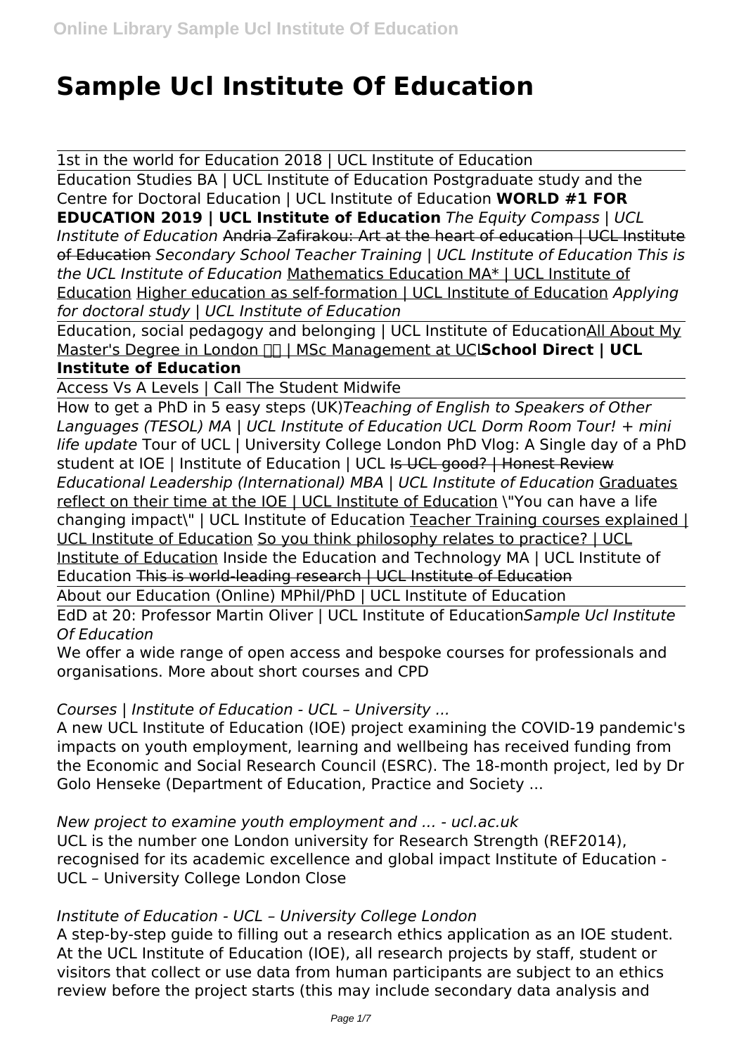# Sample Ucl Institute Of Education

1st in the world for Education 2018 | UCL Institute of Education

Education Studies BA | UCL Institute of Education Postgraduate study and the Centre for Doctoral Education | UCL Institute of Education **WORLD #1 FOR EDUCATION 2019 | UCL Institute of Education** *The Equity Compass | UCL Institute of Education* ~~Andria Zafirakou: Art at the heart of education | UCL Institute of Education~~ *Secondary School Teacher Training | UCL Institute of Education This is the UCL Institute of Education* Mathematics Education MA* | UCL Institute of Education Higher education as self-formation | UCL Institute of Education *Applying for doctoral study | UCL Institute of Education*

Education, social pedagogy and belonging | UCL Institute of EducationAll About My Master's Degree in London 🇬🇧 | MSc Management at UCL**School Direct | UCL Institute of Education**

Access Vs A Levels | Call The Student Midwife

How to get a PhD in 5 easy steps (UK)*Teaching of English to Speakers of Other Languages (TESOL) MA | UCL Institute of Education UCL Dorm Room Tour! + mini life update* Tour of UCL | University College London PhD Vlog: A Single day of a PhD student at IOE | Institute of Education | UCL ~~Is UCL good? | Honest Review~~ *Educational Leadership (International) MBA | UCL Institute of Education* Graduates reflect on their time at the IOE | UCL Institute of Education \"You can have a life changing impact\" | UCL Institute of Education Teacher Training courses explained | UCL Institute of Education So you think philosophy relates to practice? | UCL Institute of Education Inside the Education and Technology MA | UCL Institute of Education ~~This is world-leading research | UCL Institute of Education~~

About our Education (Online) MPhil/PhD | UCL Institute of Education

EdD at 20: Professor Martin Oliver | UCL Institute of Education*Sample Ucl Institute Of Education*

We offer a wide range of open access and bespoke courses for professionals and organisations. More about short courses and CPD

*Courses | Institute of Education - UCL – University ...*

A new UCL Institute of Education (IOE) project examining the COVID-19 pandemic's impacts on youth employment, learning and wellbeing has received funding from the Economic and Social Research Council (ESRC). The 18-month project, led by Dr Golo Henseke (Department of Education, Practice and Society ...

*New project to examine youth employment and ... - ucl.ac.uk*

UCL is the number one London university for Research Strength (REF2014), recognised for its academic excellence and global impact Institute of Education - UCL – University College London Close

*Institute of Education - UCL – University College London*

A step-by-step guide to filling out a research ethics application as an IOE student. At the UCL Institute of Education (IOE), all research projects by staff, student or visitors that collect or use data from human participants are subject to an ethics review before the project starts (this may include secondary data analysis and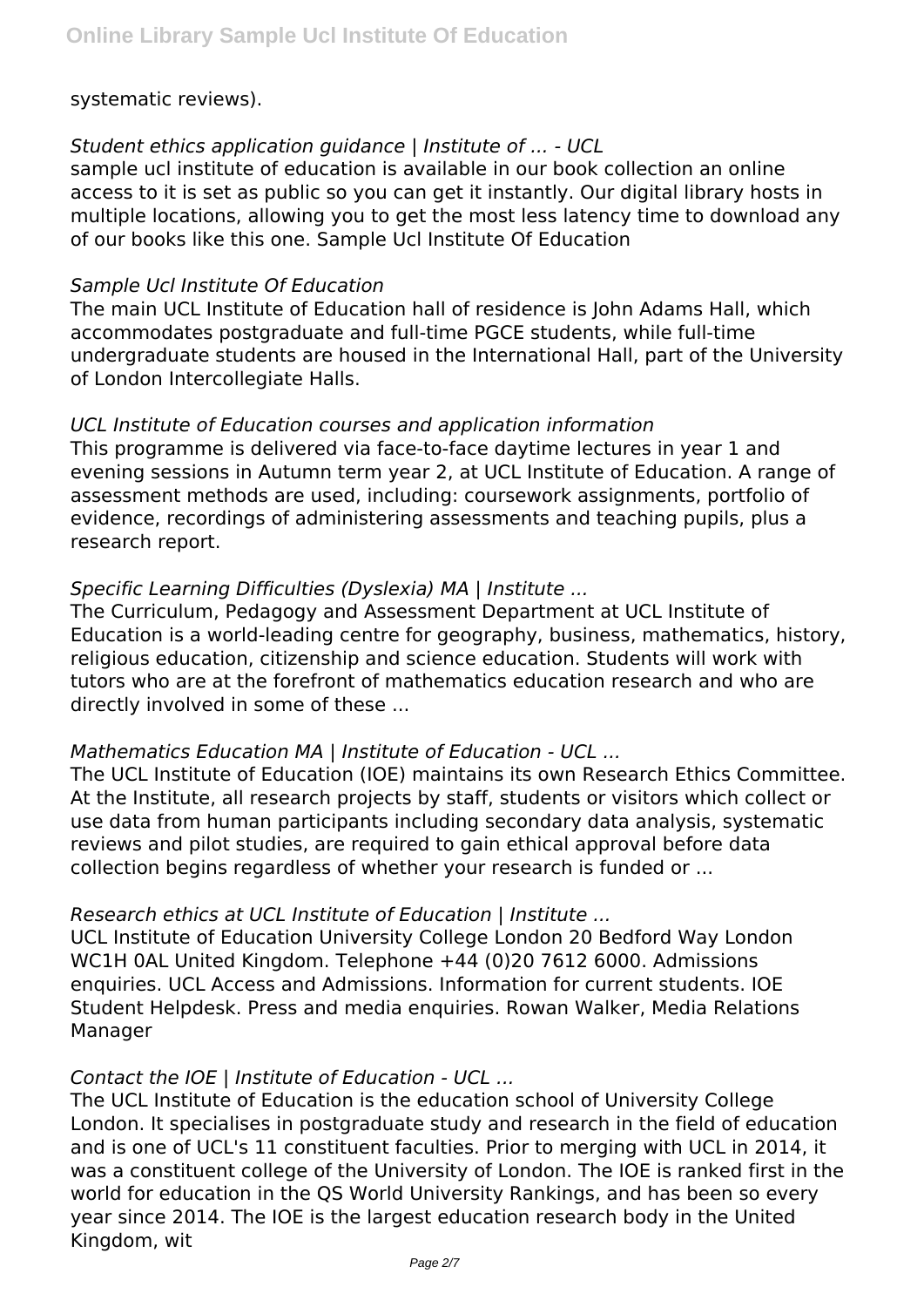systematic reviews).

*Student ethics application guidance | Institute of ... - UCL*

sample ucl institute of education is available in our book collection an online access to it is set as public so you can get it instantly. Our digital library hosts in multiple locations, allowing you to get the most less latency time to download any of our books like this one. Sample Ucl Institute Of Education

*Sample Ucl Institute Of Education*

The main UCL Institute of Education hall of residence is John Adams Hall, which accommodates postgraduate and full-time PGCE students, while full-time undergraduate students are housed in the International Hall, part of the University of London Intercollegiate Halls.

*UCL Institute of Education courses and application information*

This programme is delivered via face-to-face daytime lectures in year 1 and evening sessions in Autumn term year 2, at UCL Institute of Education. A range of assessment methods are used, including: coursework assignments, portfolio of evidence, recordings of administering assessments and teaching pupils, plus a research report.

*Specific Learning Difficulties (Dyslexia) MA | Institute ...*

The Curriculum, Pedagogy and Assessment Department at UCL Institute of Education is a world-leading centre for geography, business, mathematics, history, religious education, citizenship and science education. Students will work with tutors who are at the forefront of mathematics education research and who are directly involved in some of these ...

*Mathematics Education MA | Institute of Education - UCL ...*

The UCL Institute of Education (IOE) maintains its own Research Ethics Committee. At the Institute, all research projects by staff, students or visitors which collect or use data from human participants including secondary data analysis, systematic reviews and pilot studies, are required to gain ethical approval before data collection begins regardless of whether your research is funded or ...

*Research ethics at UCL Institute of Education | Institute ...*

UCL Institute of Education University College London 20 Bedford Way London WC1H 0AL United Kingdom. Telephone +44 (0)20 7612 6000. Admissions enquiries. UCL Access and Admissions. Information for current students. IOE Student Helpdesk. Press and media enquiries. Rowan Walker, Media Relations Manager

*Contact the IOE | Institute of Education - UCL ...*

The UCL Institute of Education is the education school of University College London. It specialises in postgraduate study and research in the field of education and is one of UCL's 11 constituent faculties. Prior to merging with UCL in 2014, it was a constituent college of the University of London. The IOE is ranked first in the world for education in the QS World University Rankings, and has been so every year since 2014. The IOE is the largest education research body in the United Kingdom, wit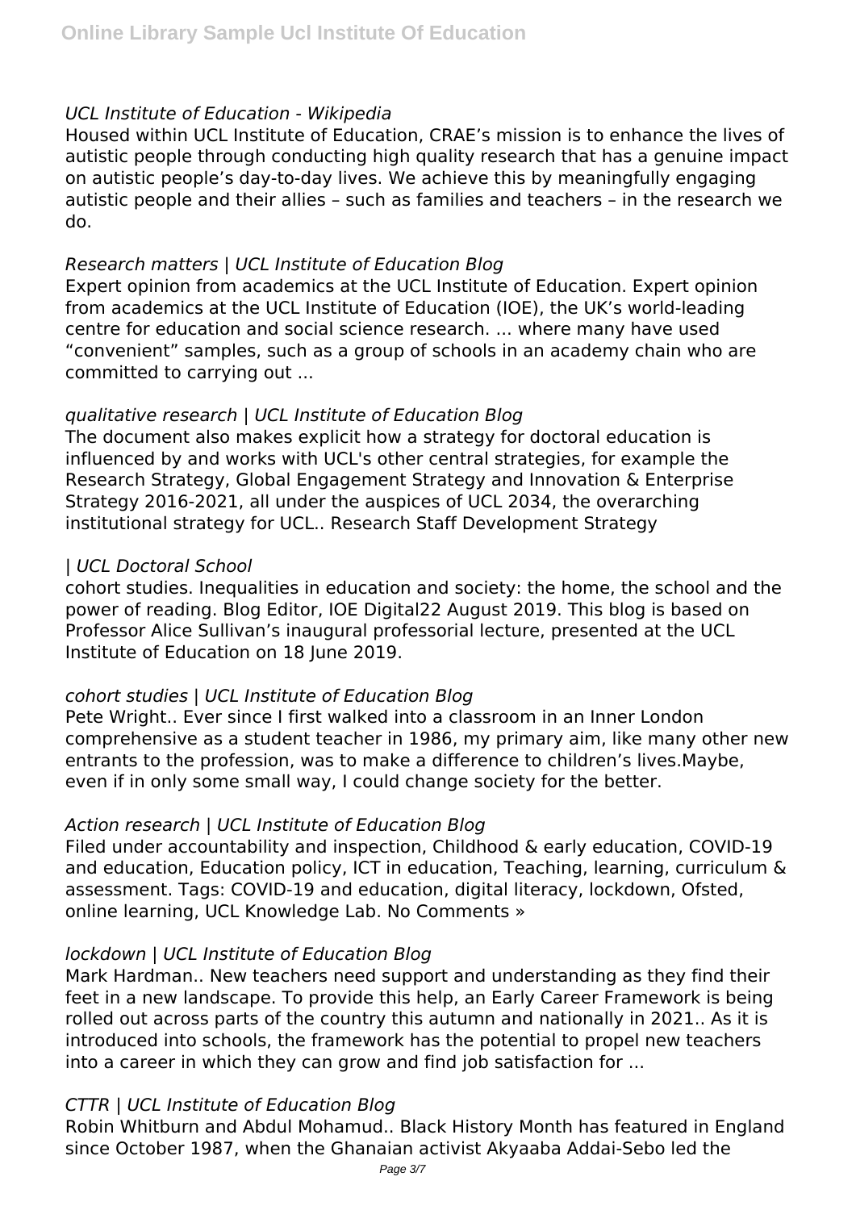*UCL Institute of Education - Wikipedia*

Housed within UCL Institute of Education, CRAE's mission is to enhance the lives of autistic people through conducting high quality research that has a genuine impact on autistic people's day-to-day lives. We achieve this by meaningfully engaging autistic people and their allies – such as families and teachers – in the research we do.

*Research matters | UCL Institute of Education Blog*

Expert opinion from academics at the UCL Institute of Education. Expert opinion from academics at the UCL Institute of Education (IOE), the UK's world-leading centre for education and social science research. ... where many have used "convenient" samples, such as a group of schools in an academy chain who are committed to carrying out ...

*qualitative research | UCL Institute of Education Blog*

The document also makes explicit how a strategy for doctoral education is influenced by and works with UCL's other central strategies, for example the Research Strategy, Global Engagement Strategy and Innovation & Enterprise Strategy 2016-2021, all under the auspices of UCL 2034, the overarching institutional strategy for UCL.. Research Staff Development Strategy

*| UCL Doctoral School*

cohort studies. Inequalities in education and society: the home, the school and the power of reading. Blog Editor, IOE Digital22 August 2019. This blog is based on Professor Alice Sullivan's inaugural professorial lecture, presented at the UCL Institute of Education on 18 June 2019.

*cohort studies | UCL Institute of Education Blog*

Pete Wright.. Ever since I first walked into a classroom in an Inner London comprehensive as a student teacher in 1986, my primary aim, like many other new entrants to the profession, was to make a difference to children's lives.Maybe, even if in only some small way, I could change society for the better.

*Action research | UCL Institute of Education Blog*

Filed under accountability and inspection, Childhood & early education, COVID-19 and education, Education policy, ICT in education, Teaching, learning, curriculum & assessment. Tags: COVID-19 and education, digital literacy, lockdown, Ofsted, online learning, UCL Knowledge Lab. No Comments »

*lockdown | UCL Institute of Education Blog*

Mark Hardman.. New teachers need support and understanding as they find their feet in a new landscape. To provide this help, an Early Career Framework is being rolled out across parts of the country this autumn and nationally in 2021.. As it is introduced into schools, the framework has the potential to propel new teachers into a career in which they can grow and find job satisfaction for ...

*CTTR | UCL Institute of Education Blog*

Robin Whitburn and Abdul Mohamud.. Black History Month has featured in England since October 1987, when the Ghanaian activist Akyaaba Addai-Sebo led the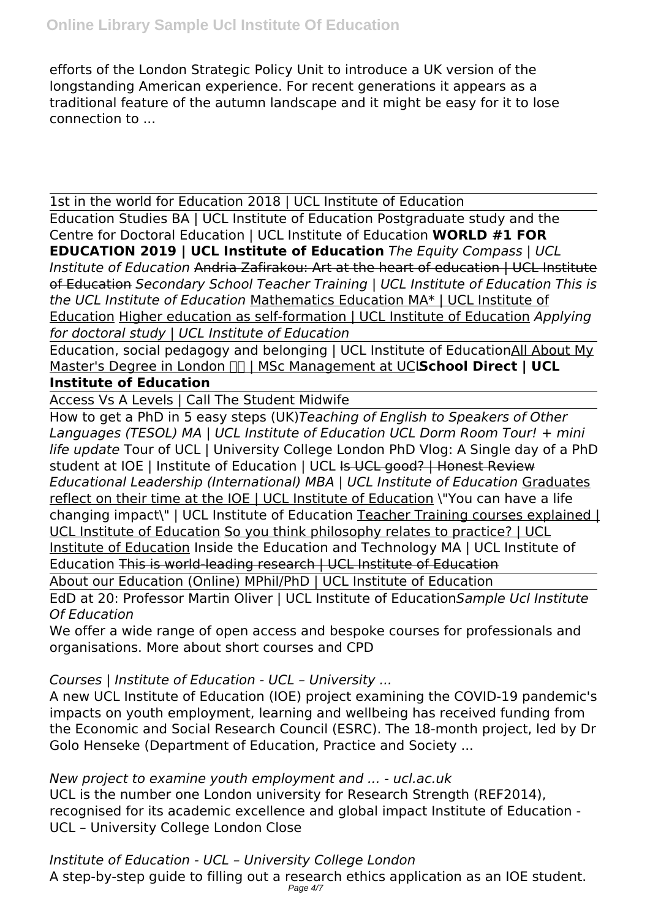efforts of the London Strategic Policy Unit to introduce a UK version of the longstanding American experience. For recent generations it appears as a traditional feature of the autumn landscape and it might be easy for it to lose connection to ...

1st in the world for Education 2018 | UCL Institute of Education

Education Studies BA | UCL Institute of Education Postgraduate study and the Centre for Doctoral Education | UCL Institute of Education **WORLD #1 FOR EDUCATION 2019 | UCL Institute of Education** *The Equity Compass | UCL Institute of Education* ~~Andria Zafirakou: Art at the heart of education | UCL Institute of Education~~ *Secondary School Teacher Training | UCL Institute of Education* *This is the UCL Institute of Education* Mathematics Education MA* | UCL Institute of Education Higher education as self-formation | UCL Institute of Education *Applying for doctoral study | UCL Institute of Education*

Education, social pedagogy and belonging | UCL Institute of Education All About My Master's Degree in London 🇬🇧 | MSc Management at UCL **School Direct | UCL Institute of Education**

Access Vs A Levels | Call The Student Midwife

How to get a PhD in 5 easy steps (UK) *Teaching of English to Speakers of Other Languages (TESOL) MA | UCL Institute of Education* *UCL Dorm Room Tour! + mini life update* Tour of UCL | University College London PhD Vlog: A Single day of a PhD student at IOE | Institute of Education | UCL ~~Is UCL good? | Honest Review~~ *Educational Leadership (International) MBA | UCL Institute of Education* Graduates reflect on their time at the IOE | UCL Institute of Education "You can have a life changing impact" | UCL Institute of Education Teacher Training courses explained | UCL Institute of Education So you think philosophy relates to practice? | UCL Institute of Education Inside the Education and Technology MA | UCL Institute of Education ~~This is world-leading research | UCL Institute of Education~~

About our Education (Online) MPhil/PhD | UCL Institute of Education

EdD at 20: Professor Martin Oliver | UCL Institute of Education *Sample Ucl Institute Of Education*

We offer a wide range of open access and bespoke courses for professionals and organisations. More about short courses and CPD

*Courses | Institute of Education - UCL – University ...*

A new UCL Institute of Education (IOE) project examining the COVID-19 pandemic's impacts on youth employment, learning and wellbeing has received funding from the Economic and Social Research Council (ESRC). The 18-month project, led by Dr Golo Henseke (Department of Education, Practice and Society ...

*New project to examine youth employment and ... - ucl.ac.uk*

UCL is the number one London university for Research Strength (REF2014), recognised for its academic excellence and global impact Institute of Education - UCL – University College London Close

*Institute of Education - UCL – University College London*

A step-by-step guide to filling out a research ethics application as an IOE student.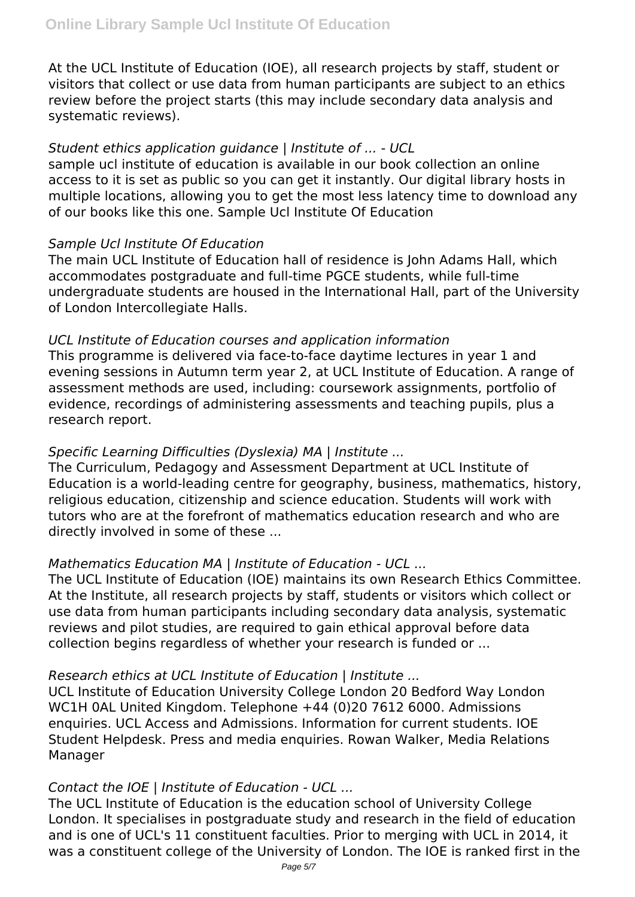At the UCL Institute of Education (IOE), all research projects by staff, student or visitors that collect or use data from human participants are subject to an ethics review before the project starts (this may include secondary data analysis and systematic reviews).

*Student ethics application guidance | Institute of ... - UCL*

sample ucl institute of education is available in our book collection an online access to it is set as public so you can get it instantly. Our digital library hosts in multiple locations, allowing you to get the most less latency time to download any of our books like this one. Sample Ucl Institute Of Education

*Sample Ucl Institute Of Education*

The main UCL Institute of Education hall of residence is John Adams Hall, which accommodates postgraduate and full-time PGCE students, while full-time undergraduate students are housed in the International Hall, part of the University of London Intercollegiate Halls.

*UCL Institute of Education courses and application information*

This programme is delivered via face-to-face daytime lectures in year 1 and evening sessions in Autumn term year 2, at UCL Institute of Education. A range of assessment methods are used, including: coursework assignments, portfolio of evidence, recordings of administering assessments and teaching pupils, plus a research report.

*Specific Learning Difficulties (Dyslexia) MA | Institute ...*

The Curriculum, Pedagogy and Assessment Department at UCL Institute of Education is a world-leading centre for geography, business, mathematics, history, religious education, citizenship and science education. Students will work with tutors who are at the forefront of mathematics education research and who are directly involved in some of these ...

*Mathematics Education MA | Institute of Education - UCL ...*

The UCL Institute of Education (IOE) maintains its own Research Ethics Committee. At the Institute, all research projects by staff, students or visitors which collect or use data from human participants including secondary data analysis, systematic reviews and pilot studies, are required to gain ethical approval before data collection begins regardless of whether your research is funded or ...

*Research ethics at UCL Institute of Education | Institute ...*

UCL Institute of Education University College London 20 Bedford Way London WC1H 0AL United Kingdom. Telephone +44 (0)20 7612 6000. Admissions enquiries. UCL Access and Admissions. Information for current students. IOE Student Helpdesk. Press and media enquiries. Rowan Walker, Media Relations Manager

*Contact the IOE | Institute of Education - UCL ...*

The UCL Institute of Education is the education school of University College London. It specialises in postgraduate study and research in the field of education and is one of UCL's 11 constituent faculties. Prior to merging with UCL in 2014, it was a constituent college of the University of London. The IOE is ranked first in the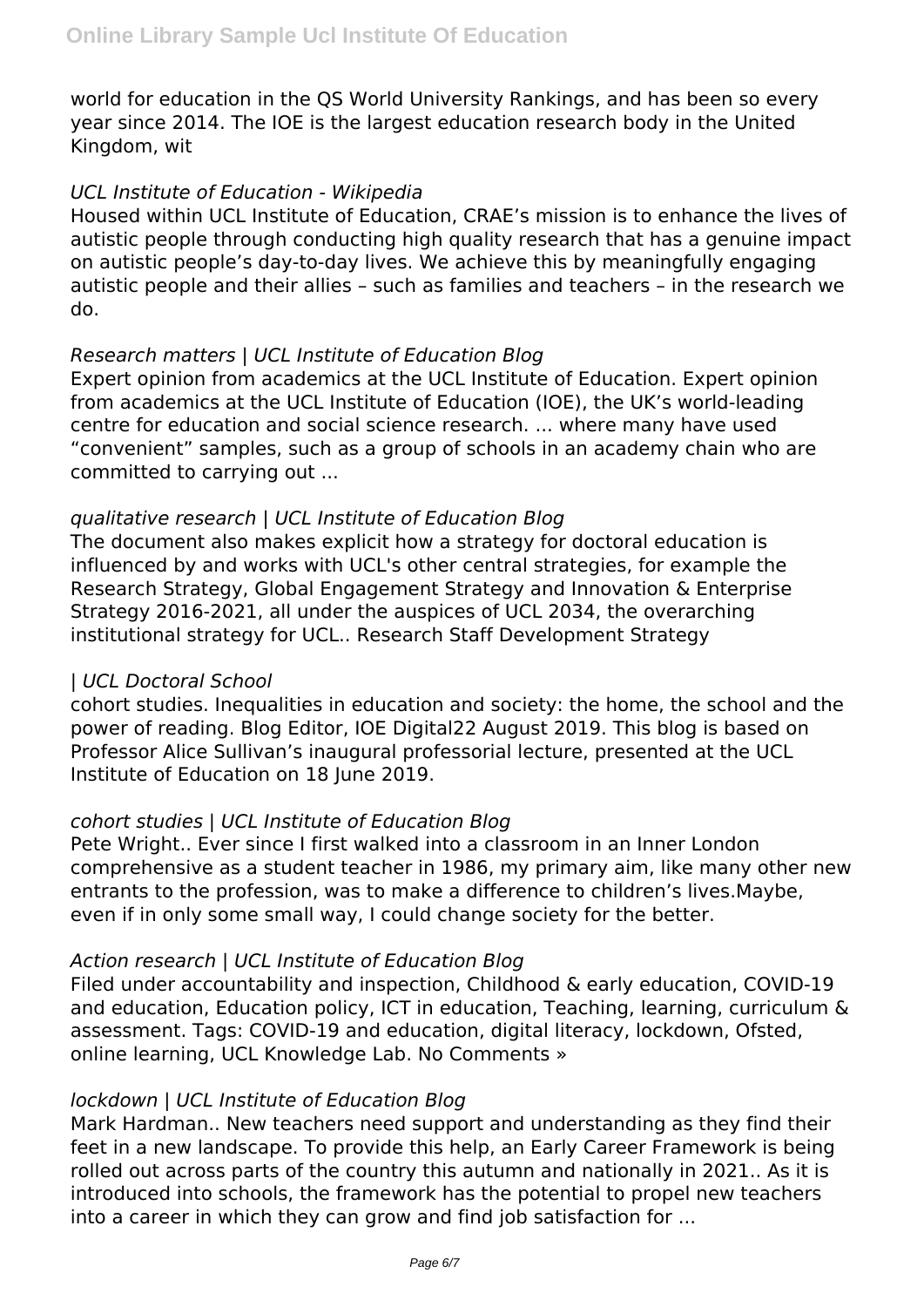world for education in the QS World University Rankings, and has been so every year since 2014. The IOE is the largest education research body in the United Kingdom, wit

*UCL Institute of Education - Wikipedia*

Housed within UCL Institute of Education, CRAE's mission is to enhance the lives of autistic people through conducting high quality research that has a genuine impact on autistic people's day-to-day lives. We achieve this by meaningfully engaging autistic people and their allies – such as families and teachers – in the research we do.

*Research matters | UCL Institute of Education Blog*

Expert opinion from academics at the UCL Institute of Education. Expert opinion from academics at the UCL Institute of Education (IOE), the UK's world-leading centre for education and social science research. ... where many have used "convenient" samples, such as a group of schools in an academy chain who are committed to carrying out ...

*qualitative research | UCL Institute of Education Blog*

The document also makes explicit how a strategy for doctoral education is influenced by and works with UCL's other central strategies, for example the Research Strategy, Global Engagement Strategy and Innovation & Enterprise Strategy 2016-2021, all under the auspices of UCL 2034, the overarching institutional strategy for UCL.. Research Staff Development Strategy

*| UCL Doctoral School*

cohort studies. Inequalities in education and society: the home, the school and the power of reading. Blog Editor, IOE Digital22 August 2019. This blog is based on Professor Alice Sullivan's inaugural professorial lecture, presented at the UCL Institute of Education on 18 June 2019.

*cohort studies | UCL Institute of Education Blog*

Pete Wright.. Ever since I first walked into a classroom in an Inner London comprehensive as a student teacher in 1986, my primary aim, like many other new entrants to the profession, was to make a difference to children's lives.Maybe, even if in only some small way, I could change society for the better.

*Action research | UCL Institute of Education Blog*

Filed under accountability and inspection, Childhood & early education, COVID-19 and education, Education policy, ICT in education, Teaching, learning, curriculum & assessment. Tags: COVID-19 and education, digital literacy, lockdown, Ofsted, online learning, UCL Knowledge Lab. No Comments »

*lockdown | UCL Institute of Education Blog*

Mark Hardman.. New teachers need support and understanding as they find their feet in a new landscape. To provide this help, an Early Career Framework is being rolled out across parts of the country this autumn and nationally in 2021.. As it is introduced into schools, the framework has the potential to propel new teachers into a career in which they can grow and find job satisfaction for ...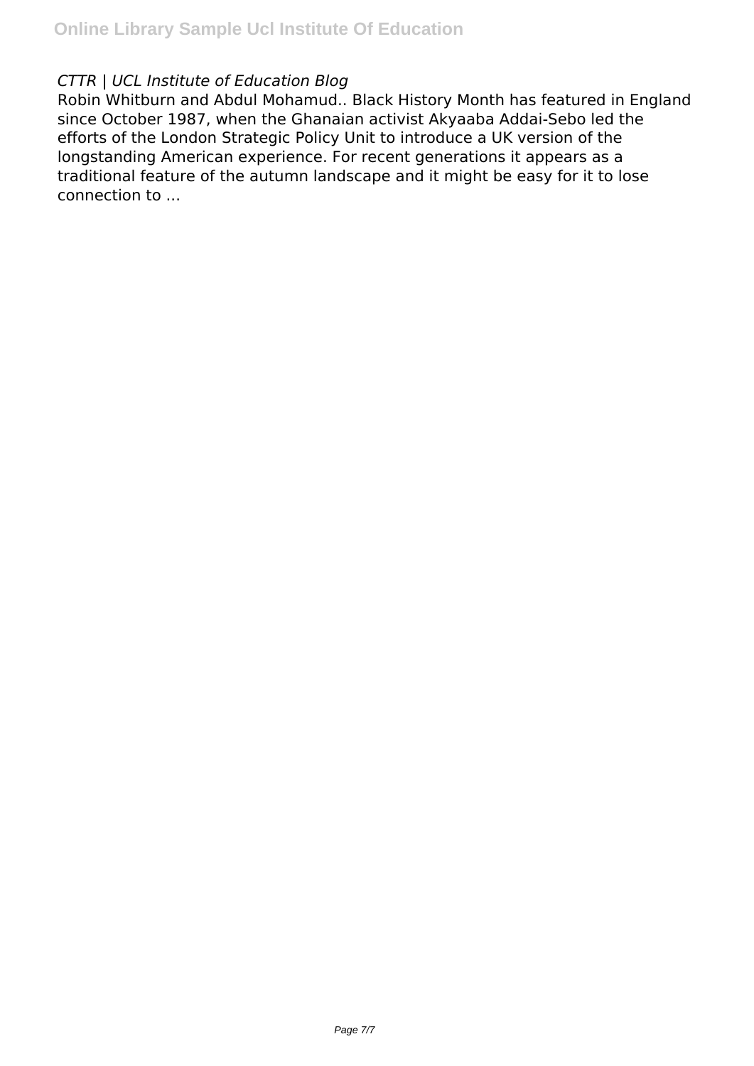*CTTR | UCL Institute of Education Blog*

Robin Whitburn and Abdul Mohamud.. Black History Month has featured in England since October 1987, when the Ghanaian activist Akyaaba Addai-Sebo led the efforts of the London Strategic Policy Unit to introduce a UK version of the longstanding American experience. For recent generations it appears as a traditional feature of the autumn landscape and it might be easy for it to lose connection to ...